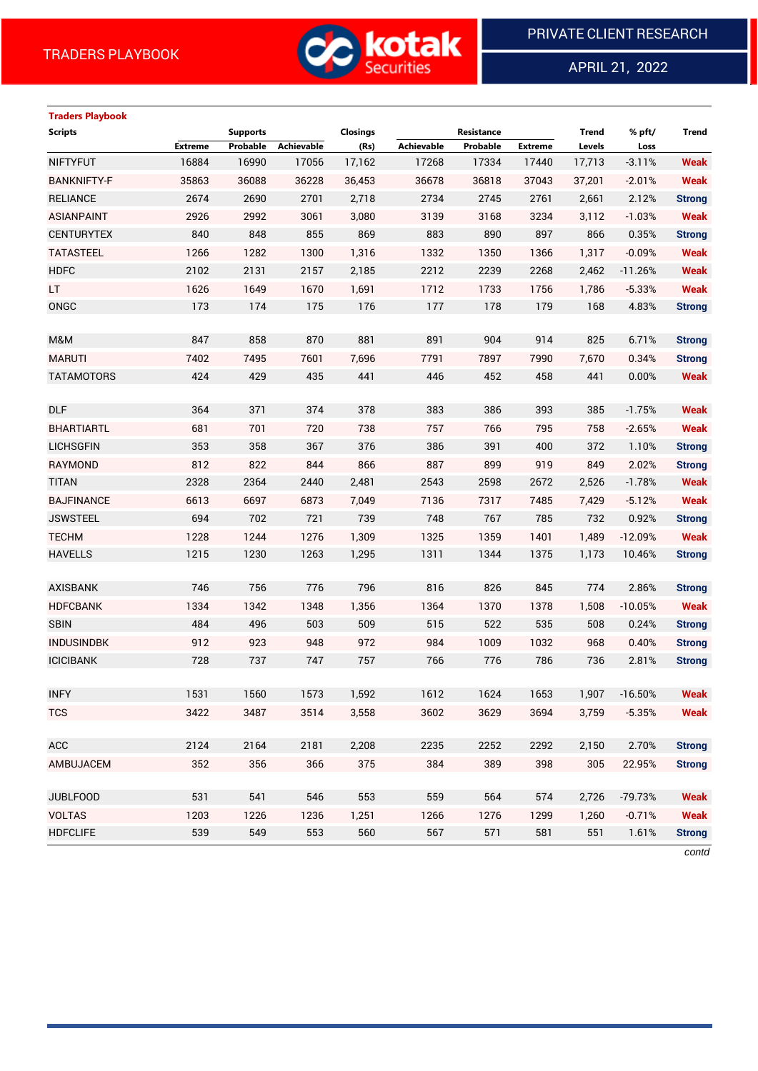TRADERS PLAYBOOK

PRIVATE CLIENT RESEARCH

APRIL 21, 2022

## Traders Playbook

| Scripts | Supports | | | Closings | Resistance | | | Trend | % pft/ | Trend |
|---|---|---|---|---|---|---|---|---|---|---|
| | Extreme | Probable | Achievable | (Rs) | Achievable | Probable | Extreme | Levels | Loss | |
| NIFTYFUT | 16884 | 16990 | 17056 | 17,162 | 17268 | 17334 | 17440 | 17,713 | -3.11% | Weak |
| BANKNIFTY-F | 35863 | 36088 | 36228 | 36,453 | 36678 | 36818 | 37043 | 37,201 | -2.01% | Weak |
| RELIANCE | 2674 | 2690 | 2701 | 2,718 | 2734 | 2745 | 2761 | 2,661 | 2.12% | Strong |
| ASIANPAINT | 2926 | 2992 | 3061 | 3,080 | 3139 | 3168 | 3234 | 3,112 | -1.03% | Weak |
| CENTURYTEX | 840 | 848 | 855 | 869 | 883 | 890 | 897 | 866 | 0.35% | Strong |
| TATASTEEL | 1266 | 1282 | 1300 | 1,316 | 1332 | 1350 | 1366 | 1,317 | -0.09% | Weak |
| HDFC | 2102 | 2131 | 2157 | 2,185 | 2212 | 2239 | 2268 | 2,462 | -11.26% | Weak |
| LT | 1626 | 1649 | 1670 | 1,691 | 1712 | 1733 | 1756 | 1,786 | -5.33% | Weak |
| ONGC | 173 | 174 | 175 | 176 | 177 | 178 | 179 | 168 | 4.83% | Strong |
| | | | | | | | | | | |
| M&M | 847 | 858 | 870 | 881 | 891 | 904 | 914 | 825 | 6.71% | Strong |
| MARUTI | 7402 | 7495 | 7601 | 7,696 | 7791 | 7897 | 7990 | 7,670 | 0.34% | Strong |
| TATAMOTORS | 424 | 429 | 435 | 441 | 446 | 452 | 458 | 441 | 0.00% | Weak |
| | | | | | | | | | | |
| DLF | 364 | 371 | 374 | 378 | 383 | 386 | 393 | 385 | -1.75% | Weak |
| BHARTIARTL | 681 | 701 | 720 | 738 | 757 | 766 | 795 | 758 | -2.65% | Weak |
| LICHSGFIN | 353 | 358 | 367 | 376 | 386 | 391 | 400 | 372 | 1.10% | Strong |
| RAYMOND | 812 | 822 | 844 | 866 | 887 | 899 | 919 | 849 | 2.02% | Strong |
| TITAN | 2328 | 2364 | 2440 | 2,481 | 2543 | 2598 | 2672 | 2,526 | -1.78% | Weak |
| BAJFINANCE | 6613 | 6697 | 6873 | 7,049 | 7136 | 7317 | 7485 | 7,429 | -5.12% | Weak |
| JSWSTEEL | 694 | 702 | 721 | 739 | 748 | 767 | 785 | 732 | 0.92% | Strong |
| TECHM | 1228 | 1244 | 1276 | 1,309 | 1325 | 1359 | 1401 | 1,489 | -12.09% | Weak |
| HAVELLS | 1215 | 1230 | 1263 | 1,295 | 1311 | 1344 | 1375 | 1,173 | 10.46% | Strong |
| | | | | | | | | | | |
| AXISBANK | 746 | 756 | 776 | 796 | 816 | 826 | 845 | 774 | 2.86% | Strong |
| HDFCBANK | 1334 | 1342 | 1348 | 1,356 | 1364 | 1370 | 1378 | 1,508 | -10.05% | Weak |
| SBIN | 484 | 496 | 503 | 509 | 515 | 522 | 535 | 508 | 0.24% | Strong |
| INDUSINDBK | 912 | 923 | 948 | 972 | 984 | 1009 | 1032 | 968 | 0.40% | Strong |
| ICICIBANK | 728 | 737 | 747 | 757 | 766 | 776 | 786 | 736 | 2.81% | Strong |
| | | | | | | | | | | |
| INFY | 1531 | 1560 | 1573 | 1,592 | 1612 | 1624 | 1653 | 1,907 | -16.50% | Weak |
| TCS | 3422 | 3487 | 3514 | 3,558 | 3602 | 3629 | 3694 | 3,759 | -5.35% | Weak |
| | | | | | | | | | | |
| ACC | 2124 | 2164 | 2181 | 2,208 | 2235 | 2252 | 2292 | 2,150 | 2.70% | Strong |
| AMBUJACEM | 352 | 356 | 366 | 375 | 384 | 389 | 398 | 305 | 22.95% | Strong |
| | | | | | | | | | | |
| JUBLFOOD | 531 | 541 | 546 | 553 | 559 | 564 | 574 | 2,726 | -79.73% | Weak |
| VOLTAS | 1203 | 1226 | 1236 | 1,251 | 1266 | 1276 | 1299 | 1,260 | -0.71% | Weak |
| HDFCLIFE | 539 | 549 | 553 | 560 | 567 | 571 | 581 | 551 | 1.61% | Strong |

*contd*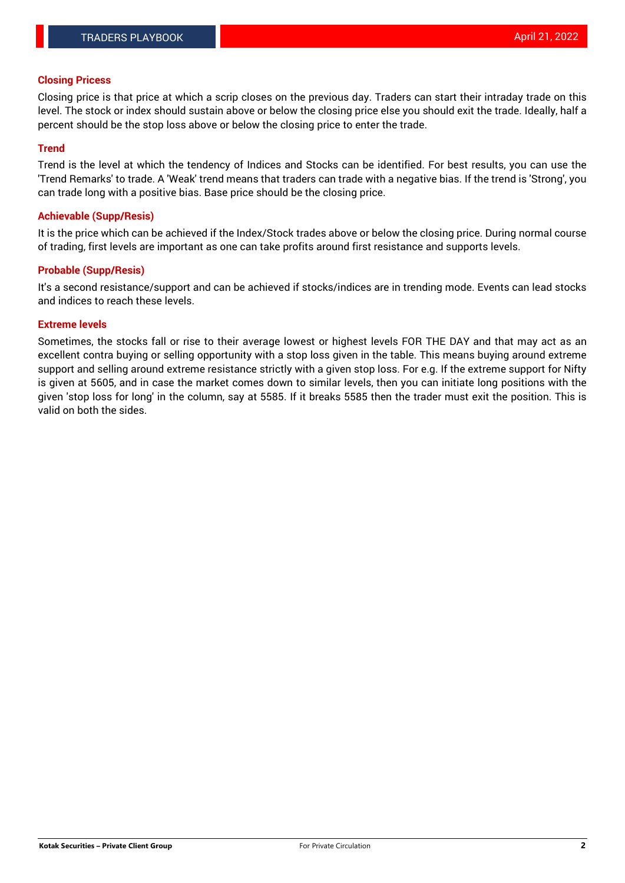### Closing Pricess

Closing price is that price at which a scrip closes on the previous day. Traders can start their intraday trade on this level. The stock or index should sustain above or below the closing price else you should exit the trade. Ideally, half a percent should be the stop loss above or below the closing price to enter the trade.

### Trend

Trend is the level at which the tendency of Indices and Stocks can be identified. For best results, you can use the 'Trend Remarks' to trade. A 'Weak' trend means that traders can trade with a negative bias. If the trend is 'Strong', you can trade long with a positive bias. Base price should be the closing price.

### Achievable (Supp/Resis)

It is the price which can be achieved if the Index/Stock trades above or below the closing price. During normal course of trading, first levels are important as one can take profits around first resistance and supports levels.

### Probable (Supp/Resis)

It's a second resistance/support and can be achieved if stocks/indices are in trending mode. Events can lead stocks and indices to reach these levels.

### Extreme levels

Sometimes, the stocks fall or rise to their average lowest or highest levels FOR THE DAY and that may act as an excellent contra buying or selling opportunity with a stop loss given in the table. This means buying around extreme support and selling around extreme resistance strictly with a given stop loss. For e.g. If the extreme support for Nifty is given at 5605, and in case the market comes down to similar levels, then you can initiate long positions with the given 'stop loss for long' in the column, say at 5585. If it breaks 5585 then the trader must exit the position. This is valid on both the sides.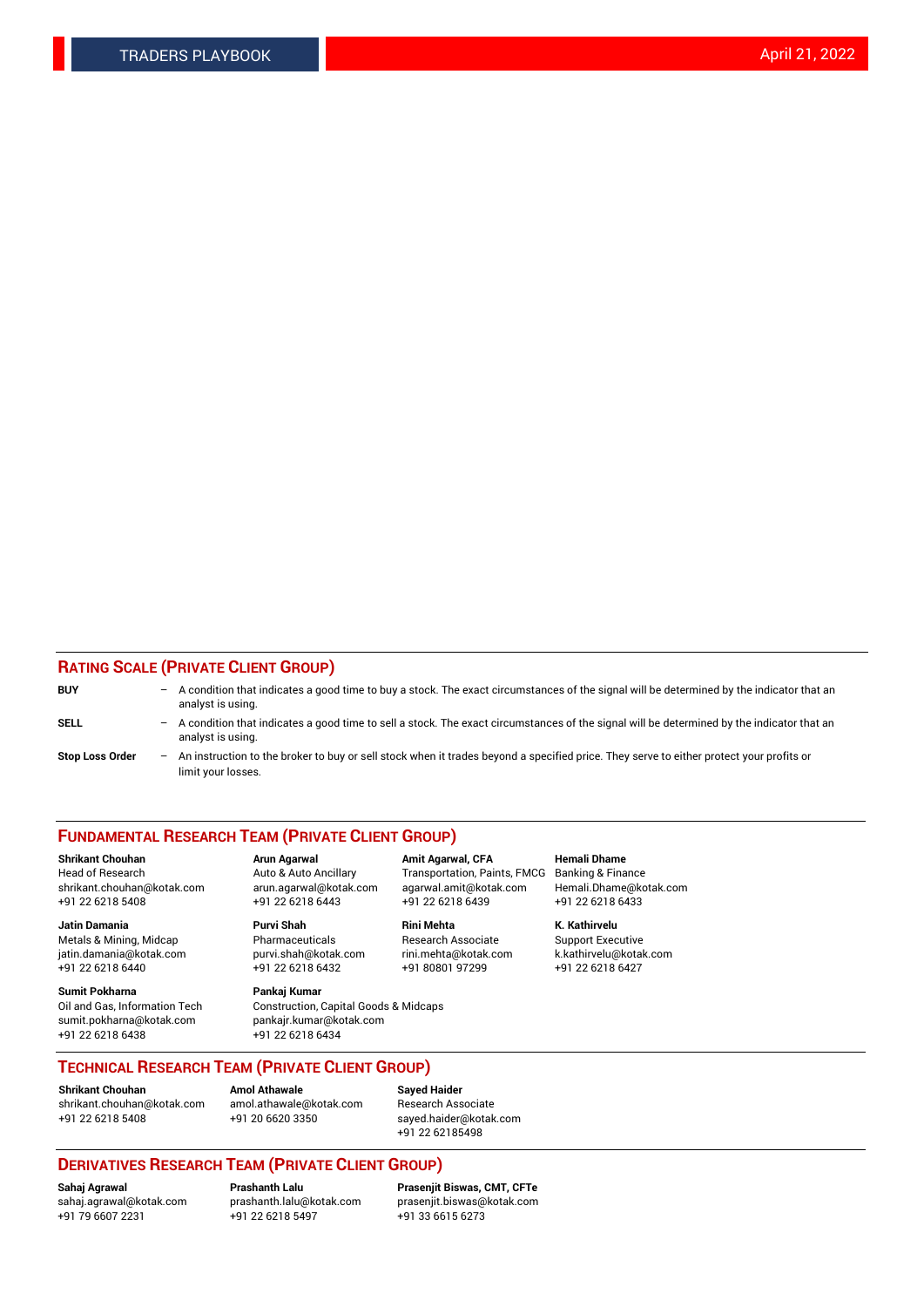## RATING SCALE (PRIVATE CLIENT GROUP)

**BUY** – A condition that indicates a good time to buy a stock. The exact circumstances of the signal will be determined by the indicator that an analyst is using.

**SELL** – A condition that indicates a good time to sell a stock. The exact circumstances of the signal will be determined by the indicator that an analyst is using.

**Stop Loss Order** – An instruction to the broker to buy or sell stock when it trades beyond a specified price. They serve to either protect your profits or limit your losses.

## FUNDAMENTAL RESEARCH TEAM (PRIVATE CLIENT GROUP)

**Shrikant Chouhan**
Head of Research
shrikant.chouhan@kotak.com
+91 22 6218 5408

**Arun Agarwal**
Auto & Auto Ancillary
arun.agarwal@kotak.com
+91 22 6218 6443

**Amit Agarwal, CFA**
Transportation, Paints, FMCG
agarwal.amit@kotak.com
+91 22 6218 6439

**Hemali Dhame**
Banking & Finance
Hemali.Dhame@kotak.com
+91 22 6218 6433

**Jatin Damania**
Metals & Mining, Midcap
jatin.damania@kotak.com
+91 22 6218 6440

**Purvi Shah**
Pharmaceuticals
purvi.shah@kotak.com
+91 22 6218 6432

**Rini Mehta**
Research Associate
rini.mehta@kotak.com
+91 80801 97299

**K. Kathirvelu**
Support Executive
k.kathirvelu@kotak.com
+91 22 6218 6427

**Sumit Pokharna**
Oil and Gas, Information Tech
sumit.pokharna@kotak.com
+91 22 6218 6438

**Pankaj Kumar**
Construction, Capital Goods & Midcaps
pankajr.kumar@kotak.com
+91 22 6218 6434

## TECHNICAL RESEARCH TEAM (PRIVATE CLIENT GROUP)

**Shrikant Chouhan**
shrikant.chouhan@kotak.com
+91 22 6218 5408

**Amol Athawale**
amol.athawale@kotak.com
+91 20 6620 3350

**Sayed Haider**
Research Associate
sayed.haider@kotak.com
+91 22 62185498

## DERIVATIVES RESEARCH TEAM (PRIVATE CLIENT GROUP)

**Sahaj Agrawal**
sahaj.agrawal@kotak.com
+91 79 6607 2231

**Prashanth Lalu**
prashanth.lalu@kotak.com
+91 22 6218 5497

**Prasenjit Biswas, CMT, CFTe**
prasenjit.biswas@kotak.com
+91 33 6615 6273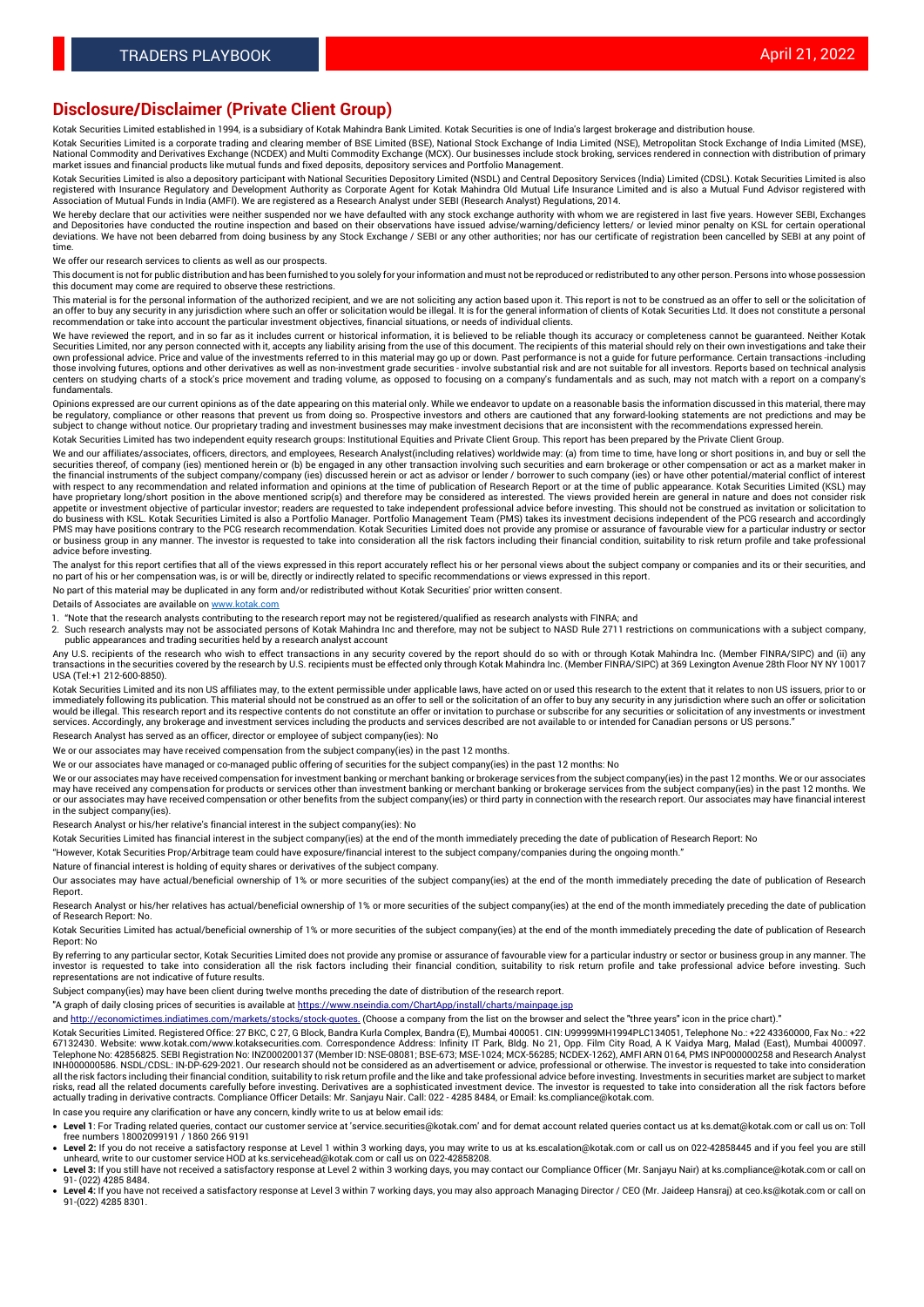## Disclosure/Disclaimer (Private Client Group)

Kotak Securities Limited established in 1994, is a subsidiary of Kotak Mahindra Bank Limited. Kotak Securities is one of India's largest brokerage and distribution house.

Kotak Securities Limited is a corporate trading and clearing member of BSE Limited (BSE), National Stock Exchange of India Limited (NSE), Metropolitan Stock Exchange of India Limited (MSE), National Commodity and Derivatives Exchange (NCDEX) and Multi Commodity Exchange (MCX). Our businesses include stock broking, services rendered in connection with distribution of primary market issues and financial products like mutual funds and fixed deposits, depository services and Portfolio Management.

Kotak Securities Limited is also a depository participant with National Securities Depository Limited (NSDL) and Central Depository Services (India) Limited (CDSL). Kotak Securities Limited is also registered with Insurance Regulatory and Development Authority as Corporate Agent for Kotak Mahindra Old Mutual Life Insurance Limited and is also a Mutual Fund Advisor registered with Association of Mutual Funds in India (AMFI). We are registered as a Research Analyst under SEBI (Research Analyst) Regulations, 2014.

We hereby declare that our activities were neither suspended nor we have defaulted with any stock exchange authority with whom we are registered in last five years. However SEBI, Exchanges and Depositories have conducted the routine inspection and based on their observations have issued advise/warning/deficiency letters/ or levied minor penalty on KSL for certain operational deviations. We have not been debarred from doing business by any Stock Exchange / SEBI or any other authorities; nor has our certificate of registration been cancelled by SEBI at any point of time.

We offer our research services to clients as well as our prospects.

This document is not for public distribution and has been furnished to you solely for your information and must not be reproduced or redistributed to any other person. Persons into whose possession this document may come are required to observe these restrictions.

This material is for the personal information of the authorized recipient, and we are not soliciting any action based upon it. This report is not to be construed as an offer to sell or the solicitation of an offer to buy any security in any jurisdiction where such an offer or solicitation would be illegal. It is for the general information of clients of Kotak Securities Ltd. It does not constitute a personal recommendation or take into account the particular investment objectives, financial situations, or needs of individual clients.

We have reviewed the report, and in so far as it includes current or historical information, it is believed to be reliable though its accuracy or completeness cannot be guaranteed. Neither Kotak Securities Limited, nor any person connected with it, accepts any liability arising from the use of this document. The recipients of this material should rely on their own investigations and take their own professional advice. Price and value of the investments referred to in this material may go up or down. Past performance is not a guide for future performance. Certain transactions -including those involving futures, options and other derivatives as well as non-investment grade securities - involve substantial risk and are not suitable for all investors. Reports based on technical analysis centers on studying charts of a stock's price movement and trading volume, as opposed to focusing on a company's fundamentals and as such, may not match with a report on a company's fundamentals.

Opinions expressed are our current opinions as of the date appearing on this material only. While we endeavor to update on a reasonable basis the information discussed in this material, there may be regulatory, compliance or other reasons that prevent us from doing so. Prospective investors and others are cautioned that any forward-looking statements are not predictions and may be subject to change without notice. Our proprietary trading and investment businesses may make investment decisions that are inconsistent with the recommendations expressed herein.

Kotak Securities Limited has two independent equity research groups: Institutional Equities and Private Client Group. This report has been prepared by the Private Client Group.

We and our affiliates/associates, officers, directors, and employees, Research Analyst(including relatives) worldwide may: (a) from time to time, have long or short positions in, and buy or sell the securities thereof, of company (ies) mentioned herein or (b) be engaged in any other transaction involving such securities and earn brokerage or other compensation or act as a market maker in the financial instruments of the subject company/company (ies) discussed herein or act as advisor or lender / borrower to such company (ies) or have other potential/material conflict of interest with respect to any recommendation and related information and opinions at the time of publication of Research Report or at the time of public appearance. Kotak Securities Limited (KSL) may have proprietary long/short position in the above mentioned scrip(s) and therefore may be considered as interested. The views provided herein are general in nature and does not consider risk appetite or investment objective of particular investor; readers are requested to take independent professional advice before investing. This should not be construed as invitation or solicitation to do business with KSL. Kotak Securities Limited is also a Portfolio Manager. Portfolio Management Team (PMS) takes its investment decisions independent of the PCG research and accordingly PMS may have positions contrary to the PCG research recommendation. Kotak Securities Limited does not provide any promise or assurance of favourable view for a particular industry or sector or business group in any manner. The investor is requested to take into consideration all the risk factors including their financial condition, suitability to risk return profile and take professional advice before investing.

The analyst for this report certifies that all of the views expressed in this report accurately reflect his or her personal views about the subject company or companies and its or their securities, and no part of his or her compensation was, is or will be, directly or indirectly related to specific recommendations or views expressed in this report.

No part of this material may be duplicated in any form and/or redistributed without Kotak Securities' prior written consent.

Details of Associates are available on www.kotak.com

1. "Note that the research analysts contributing to the research report may not be registered/qualified as research analysts with FINRA; and
2. Such research analysts may not be associated persons of Kotak Mahindra Inc and therefore, may not be subject to NASD Rule 2711 restrictions on communications with a subject company, public appearances and trading securities held by a research analyst account

Any U.S. recipients of the research who wish to effect transactions in any security covered by the report should do so with or through Kotak Mahindra Inc. (Member FINRA/SIPC) and (ii) any transactions in the securities covered by the research by U.S. recipients must be effected only through Kotak Mahindra Inc. (Member FINRA/SIPC) at 369 Lexington Avenue 28th Floor NY NY 10017 USA (Tel:+1 212-600-8850).

Kotak Securities Limited and its non US affiliates may, to the extent permissible under applicable laws, have acted on or used this research to the extent that it relates to non US issuers, prior to or immediately following its publication. This material should not be construed as an offer to sell or the solicitation of an offer to buy any security in any jurisdiction where such an offer or solicitation would be illegal. This research report and its respective contents do not constitute an offer or invitation to purchase or subscribe for any securities or solicitation of any investments or investment services. Accordingly, any brokerage and investment services including the products and services described are not available to or intended for Canadian persons or US persons."

Research Analyst has served as an officer, director or employee of subject company(ies): No

We or our associates may have received compensation from the subject company(ies) in the past 12 months.

We or our associates have managed or co-managed public offering of securities for the subject company(ies) in the past 12 months: No

We or our associates may have received compensation for investment banking or merchant banking or brokerage services from the subject company(ies) in the past 12 months. We or our associates may have received any compensation for products or services other than investment banking or merchant banking or brokerage services from the subject company(ies) in the past 12 months. We or our associates may have received compensation or other benefits from the subject company(ies) or third party in connection with the research report. Our associates may have financial interest in the subject company(ies).

Research Analyst or his/her relative's financial interest in the subject company(ies): No

Kotak Securities Limited has financial interest in the subject company(ies) at the end of the month immediately preceding the date of publication of Research Report: No

"However, Kotak Securities Prop/Arbitrage team could have exposure/financial interest to the subject company/companies during the ongoing month."

Nature of financial interest is holding of equity shares or derivatives of the subject company.

Our associates may have actual/beneficial ownership of 1% or more securities of the subject company(ies) at the end of the month immediately preceding the date of publication of Research Report.

Research Analyst or his/her relatives has actual/beneficial ownership of 1% or more securities of the subject company(ies) at the end of the month immediately preceding the date of publication of Research Report: No.

Kotak Securities Limited has actual/beneficial ownership of 1% or more securities of the subject company(ies) at the end of the month immediately preceding the date of publication of Research Report: No

By referring to any particular sector, Kotak Securities Limited does not provide any promise or assurance of favourable view for a particular industry or sector or business group in any manner. The investor is requested to take into consideration all the risk factors including their financial condition, suitability to risk return profile and take professional advice before investing. Such representations are not indicative of future results.

Subject company(ies) may have been client during twelve months preceding the date of distribution of the research report.

"A graph of daily closing prices of securities is available at https://www.nseindia.com/ChartApp/install/charts/mainpage.jsp

and http://economictimes.indiatimes.com/markets/stocks/stock-quotes. (Choose a company from the list on the browser and select the "three years" icon in the price chart)."

Kotak Securities Limited. Registered Office: 27 BKC, C 27, G Block, Bandra Kurla Complex, Bandra (E), Mumbai 400051. CIN: U99999MH1994PLC134051, Telephone No.: +22 43360000, Fax No.: +22 67132430. Website: www.kotak.com/www.kotaksecurities.com. Correspondence Address: Infinity IT Park, Bldg. No 21, Opp. Film City Road, A K Vaidya Marg, Malad (East), Mumbai 400097. Telephone No: 42856825. SEBI Registration No: INZ000200137 (Member ID: NSE-08081; BSE-673; MSE-1024; MCX-56285; NCDEX-1262), AMFI ARN 0164, PMS INP000000258 and Research Analyst INH000000586. NSDL/CDSL: IN-DP-629-2021. Our research should not be considered as an advertisement or advice, professional or otherwise. The investor is requested to take into consideration all the risk factors including their financial condition, suitability to risk return profile and the like and take professional advice before investing. Investments in securities market are subject to market risks, read all the related documents carefully before investing. Derivatives are a sophisticated investment device. The investor is requested to take into consideration all the risk factors before actually trading in derivative contracts. Compliance Officer Details: Mr. Sanjayu Nair. Call: 022 - 4285 8484, or Email: ks.compliance@kotak.com.

In case you require any clarification or have any concern, kindly write to us at below email ids:

- **Level 1**: For Trading related queries, contact our customer service at 'service.securities@kotak.com' and for demat account related queries contact us at ks.demat@kotak.com or call us on: Toll free numbers 18002099191 / 1860 266 9191
- **Level 2:** If you do not receive a satisfactory response at Level 1 within 3 working days, you may write to us at ks.escalation@kotak.com or call us on 022-42858445 and if you feel you are still unheard, write to our customer service HOD at ks.servicehead@kotak.com or call us on 022-42858208.
- **Level 3:** If you still have not received a satisfactory response at Level 2 within 3 working days, you may contact our Compliance Officer (Mr. Sanjayu Nair) at ks.compliance@kotak.com or call on 91- (022) 4285 8484.
- **Level 4:** If you have not received a satisfactory response at Level 3 within 7 working days, you may also approach Managing Director / CEO (Mr. Jaideep Hansraj) at ceo.ks@kotak.com or call on 91-(022) 4285 8301.